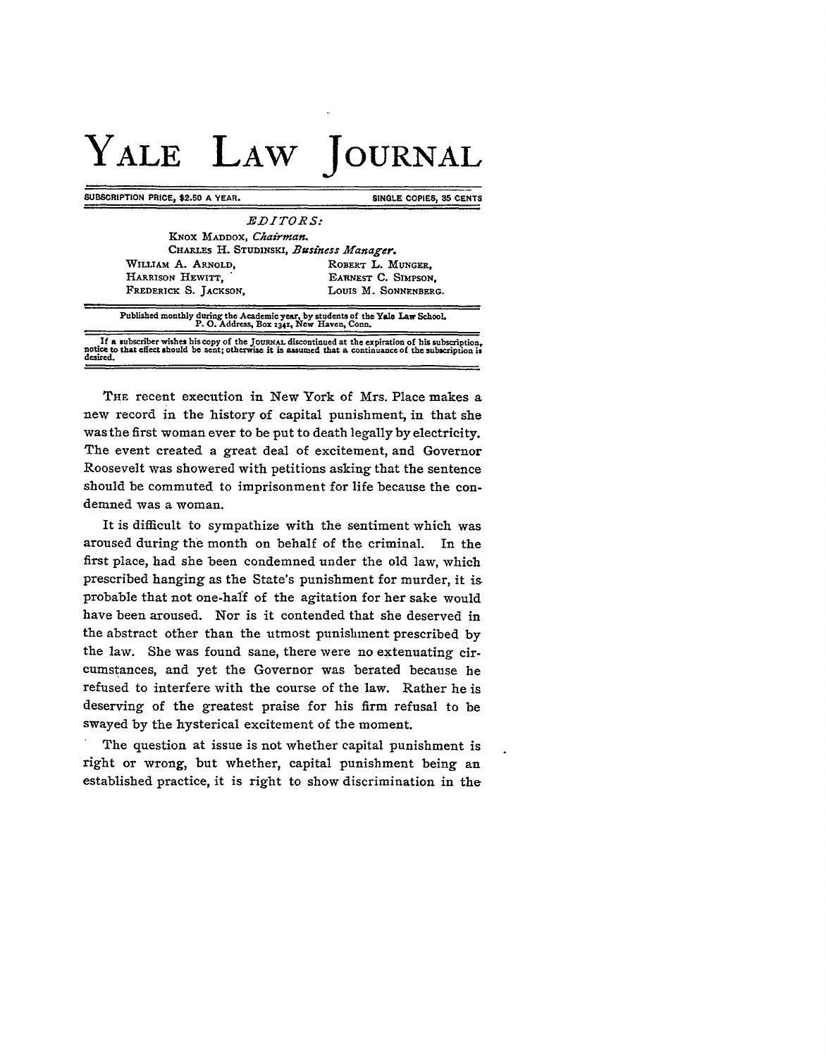# YALE LAW JOURNAL

SUBSCRIPTION PRICE, $2.50 A YEAR. SINGLE COPIES, 35 CENTS

*EDITORS:*

KNOX MADDOX, *Chairman.*
CHARLES H. STUDINSKI, *Business Manager.*

WILLIAM A. ARNOLD,
HARRISON HEWITT,
FREDERICK S. JACKSON,
ROBERT L. MUNGER,
EARNEST C. SIMPSON,
LOUIS M. SONNENBERG.

Published monthly during the Academic year, by students of the Yale Law School.
P. O. Address, Box 1341, New Haven, Conn.

If a subscriber wishes his copy of the JOURNAL discontinued at the expiration of his subscription, notice to that effect should be sent; otherwise it is assumed that a continuance of the subscription is desired.

---

THE recent execution in New York of Mrs. Place makes a new record in the history of capital punishment, in that she was the first woman ever to be put to death legally by electricity. The event created a great deal of excitement, and Governor Roosevelt was showered with petitions asking that the sentence should be commuted to imprisonment for life because the condemned was a woman.

It is difficult to sympathize with the sentiment which was aroused during the month on behalf of the criminal. In the first place, had she been condemned under the old law, which prescribed hanging as the State's punishment for murder, it is probable that not one-half of the agitation for her sake would have been aroused. Nor is it contended that she deserved in the abstract other than the utmost punishment prescribed by the law. She was found sane, there were no extenuating circumstances, and yet the Governor was berated because he refused to interfere with the course of the law. Rather he is deserving of the greatest praise for his firm refusal to be swayed by the hysterical excitement of the moment.

The question at issue is not whether capital punishment is right or wrong, but whether, capital punishment being an established practice, it is right to show discrimination in the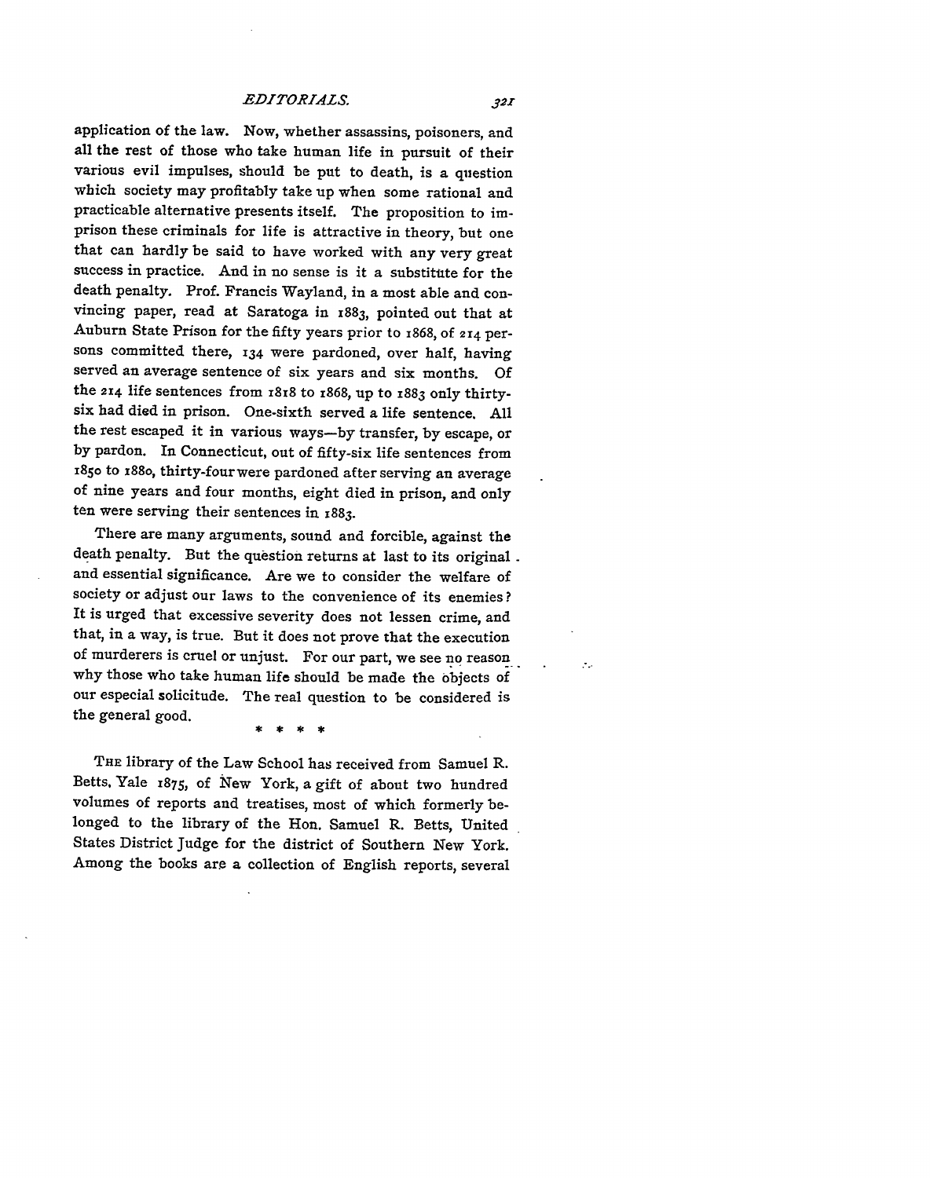application of the law. Now, whether assassins, poisoners, and all the rest of those who take human life in pursuit of their various evil impulses, should be put to death, is a question which society may profitably take up when some rational and practicable alternative presents itself. The proposition to imprison these criminals for life is attractive in theory, but one that can hardly be said to have worked with any very great success in practice. And in no sense is it a substitute for the death penalty. Prof. Francis Wayland, in a most able and convincing paper, read at Saratoga in 1883, pointed out that at Auburn State Prison for the fifty years prior to 1868, of 214 persons committed there, 134 were pardoned, over half, having served an average sentence of six years and six months. Of the 214 life sentences from 1818 to 1868, up to 1883 only thirty-six had died in prison. One-sixth served a life sentence. All the rest escaped it in various ways—by transfer, by escape, or by pardon. In Connecticut, out of fifty-six life sentences from 1850 to 1880, thirty-four were pardoned after serving an average of nine years and four months, eight died in prison, and only ten were serving their sentences in 1883.

There are many arguments, sound and forcible, against the death penalty. But the question returns at last to its original and essential significance. Are we to consider the welfare of society or adjust our laws to the convenience of its enemies? It is urged that excessive severity does not lessen crime, and that, in a way, is true. But it does not prove that the execution of murderers is cruel or unjust. For our part, we see no reason why those who take human life should be made the objects of our especial solicitude. The real question to be considered is the general good.

\* \* \* \*

THE library of the Law School has received from Samuel R. Betts, Yale 1875, of New York, a gift of about two hundred volumes of reports and treatises, most of which formerly belonged to the library of the Hon. Samuel R. Betts, United States District Judge for the district of Southern New York. Among the books are a collection of English reports, several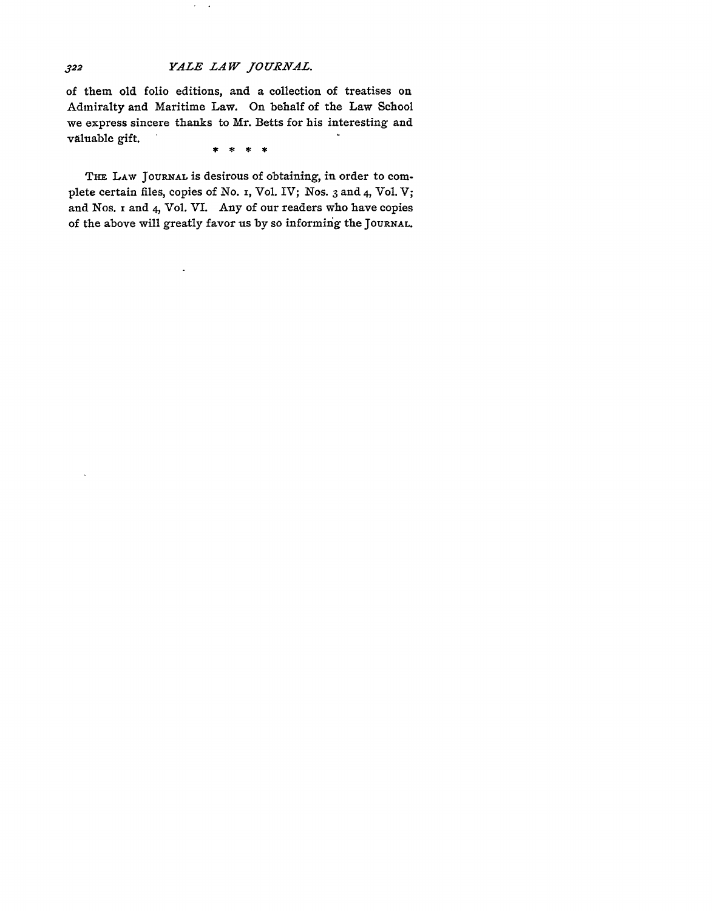of them old folio editions, and a collection of treatises on Admiralty and Maritime Law. On behalf of the Law School we express sincere thanks to Mr. Betts for his interesting and valuable gift.

\* \* \* \*

THE LAW JOURNAL is desirous of obtaining, in order to complete certain files, copies of No. 1, Vol. IV; Nos. 3 and 4, Vol. V; and Nos. 1 and 4, Vol. VI. Any of our readers who have copies of the above will greatly favor us by so informing the JOURNAL.